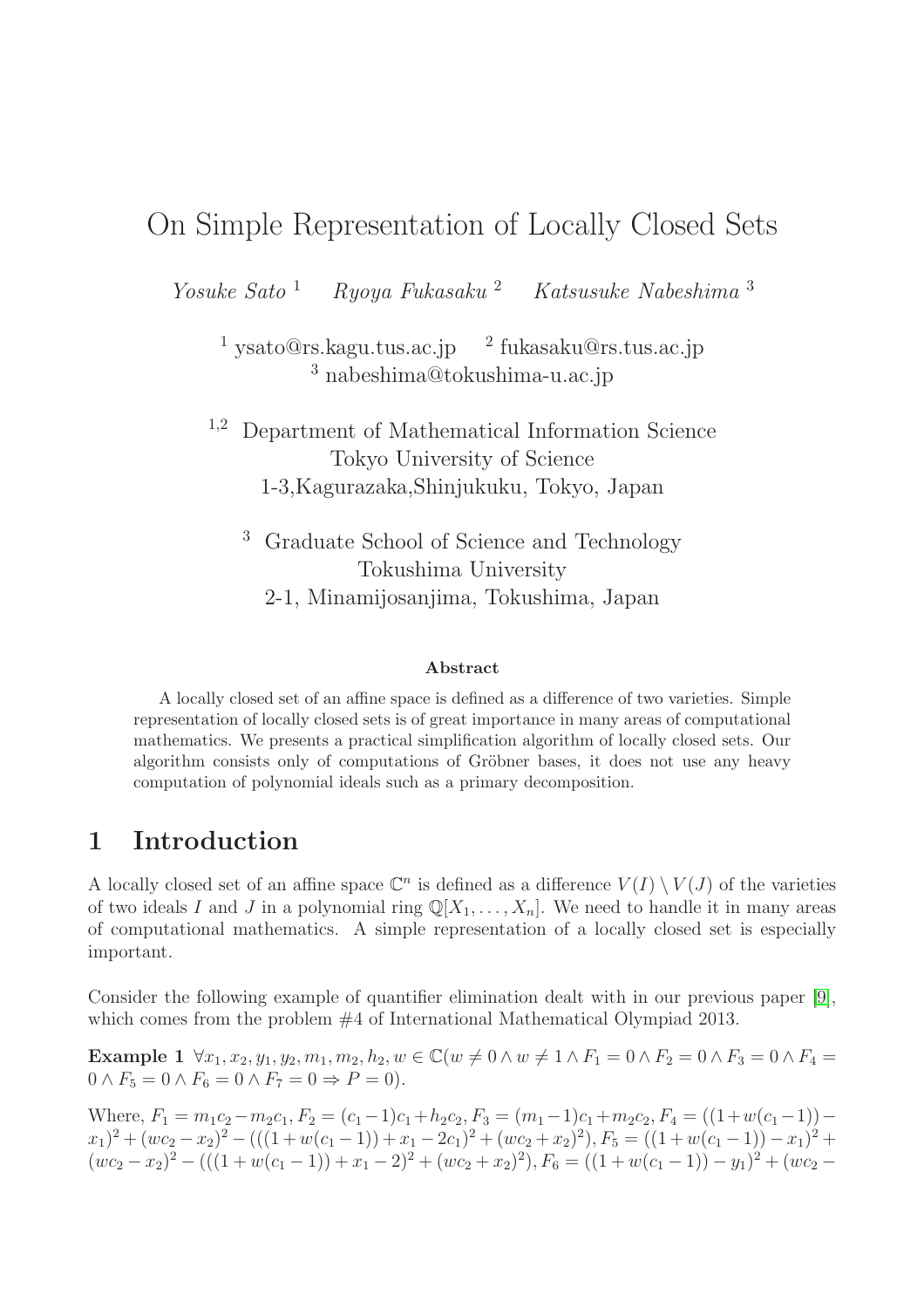# On Simple Representation of Locally Closed Sets

*Yosuke Sato* [1] *Ryoya Fukasaku* [2] *Katsusuke Nabeshima* [3]

[1] ysato@rs.kagu.tus.ac.jp [2] fukasaku@rs.tus.ac.jp
[3] nabeshima@tokushima-u.ac.jp

[1,2] Department of Mathematical Information Science
Tokyo University of Science
1-3,Kagurazaka,Shinjukuku, Tokyo, Japan

[3] Graduate School of Science and Technology
Tokushima University
2-1, Minamijosanjima, Tokushima, Japan

**Abstract**

A locally closed set of an affine space is defined as a difference of two varieties. Simple representation of locally closed sets is of great importance in many areas of computational mathematics. We presents a practical simplification algorithm of locally closed sets. Our algorithm consists only of computations of Gröbner bases, it does not use any heavy computation of polynomial ideals such as a primary decomposition.

## 1 Introduction

A locally closed set of an affine space $\mathbb{C}^n$ is defined as a difference $V(I) \setminus V(J)$ of the varieties of two ideals $I$ and $J$ in a polynomial ring $\mathbb{Q}[X_1, \ldots, X_n]$. We need to handle it in many areas of computational mathematics. A simple representation of a locally closed set is especially important.

Consider the following example of quantifier elimination dealt with in our previous paper [9], which comes from the problem #4 of International Mathematical Olympiad 2013.

**Example 1** $\forall x_1, x_2, y_1, y_2, m_1, m_2, h_2, w \in \mathbb{C}(w \neq 0 \wedge w \neq 1 \wedge F_1 = 0 \wedge F_2 = 0 \wedge F_3 = 0 \wedge F_4 = 0 \wedge F_5 = 0 \wedge F_6 = 0 \wedge F_7 = 0 \Rightarrow P = 0)$.

Where, $F_1 = m_1c_2 - m_2c_1, F_2 = (c_1 - 1)c_1 + h_2c_2, F_3 = (m_1 - 1)c_1 + m_2c_2, F_4 = ((1 + w(c_1 - 1)) - x_1)^2 + (wc_2 - x_2)^2 - (((1 + w(c_1 - 1)) + x_1 - 2c_1)^2 + (wc_2 + x_2)^2), F_5 = ((1 + w(c_1 - 1)) - x_1)^2 + (wc_2 - x_2)^2 - (((1 + w(c_1 - 1)) + x_1 - 2)^2 + (wc_2 + x_2)^2), F_6 = ((1 + w(c_1 - 1)) - y_1)^2 + (wc_2 -$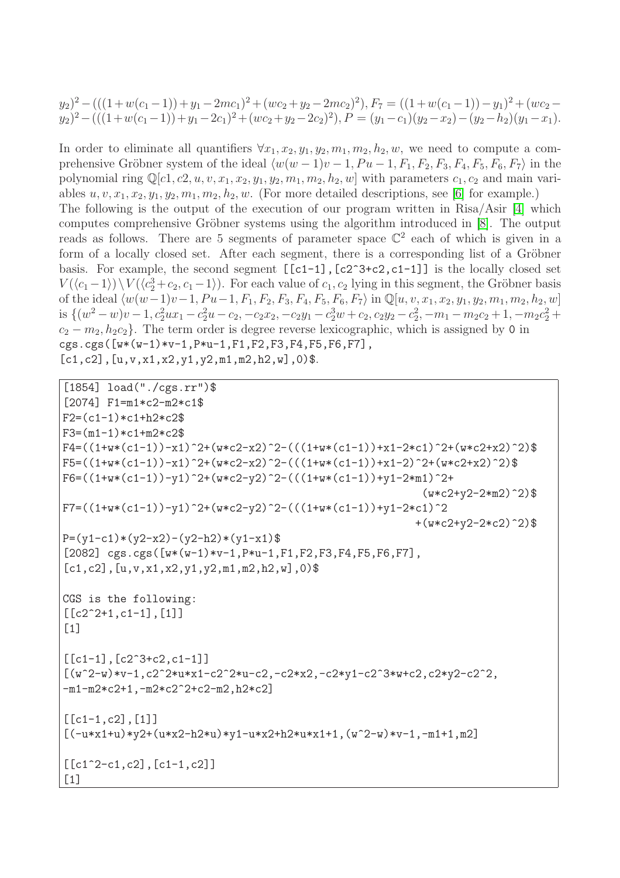$y_2)^2 - (((1+w(c_1-1)) + y_1 - 2mc_1)^2 + (wc_2 + y_2 - 2mc_2)^2)$, $F_7 = ((1+w(c_1-1)) - y_1)^2 + (wc_2 - y_2)^2 - (((1+w(c_1-1)) + y_1 - 2c_1)^2 + (wc_2 + y_2 - 2c_2)^2)$, $P = (y_1 - c_1)(y_2 - x_2) - (y_2 - h_2)(y_1 - x_1)$.

In order to eliminate all quantifiers $\forall x_1, x_2, y_1, y_2, m_1, m_2, h_2, w$, we need to compute a comprehensive Gröbner system of the ideal $\langle w(w-1)v - 1, Pu - 1, F_1, F_2, F_3, F_4, F_5, F_6, F_7 \rangle$ in the polynomial ring $\mathbb{Q}[c1, c2, u, v, x_1, x_2, y_1, y_2, m_1, m_2, h_2, w]$ with parameters $c_1, c_2$ and main variables $u, v, x_1, x_2, y_1, y_2, m_1, m_2, h_2, w$. (For more detailed descriptions, see [6] for example.)
The following is the output of the execution of our program written in Risa/Asir [4] which computes comprehensive Gröbner systems using the algorithm introduced in [8]. The output reads as follows. There are 5 segments of parameter space $\mathbb{C}^2$ each of which is given in a form of a locally closed set. After each segment, there is a corresponding list of a Gröbner basis. For example, the second segment `[[c1-1],[c2^3+c2,c1-1]]` is the locally closed set $V(\langle c_1 - 1 \rangle) \setminus V(\langle c_2^3 + c_2, c_1 - 1 \rangle)$. For each value of $c_1, c_2$ lying in this segment, the Gröbner basis of the ideal $\langle w(w-1)v - 1, Pu - 1, F_1, F_2, F_3, F_4, F_5, F_6, F_7 \rangle$ in $\mathbb{Q}[u, v, x_1, x_2, y_1, y_2, m_1, m_2, h_2, w]$ is $\{(w^2 - w)v - 1, c_2^2 u x_1 - c_2^2 u - c_2, -c_2 x_2, -c_2 y_1 - c_2^3 w + c_2, c_2 y_2 - c_2^2, -m_1 - m_2 c_2 + 1, -m_2 c_2^2 + c_2 - m_2, h_2 c_2\}$. The term order is degree reverse lexicographic, which is assigned by `0` in `cgs.cgs([w*(w-1)*v-1,P*u-1,F1,F2,F3,F4,F5,F6,F7], [c1,c2],[u,v,x1,x2,y1,y2,m1,m2,h2,w],0)$`.

```
[1854] load("./cgs.rr")$
[2074] F1=m1*c2-m2*c1$
F2=(c1-1)*c1+h2*c2$
F3=(m1-1)*c1+m2*c2$
F4=((1+w*(c1-1))-x1)^2+(w*c2-x2)^2-(((1+w*(c1-1))+x1-2*c1)^2+(w*c2+x2)^2)$
F5=((1+w*(c1-1))-x1)^2+(w*c2-x2)^2-(((1+w*(c1-1))+x1-2)^2+(w*c2+x2)^2)$
F6=((1+w*(c1-1))-y1)^2+(w*c2-y2)^2-(((1+w*(c1-1))+y1-2*m1)^2+
                                                    (w*c2+y2-2*m2)^2)$
F7=((1+w*(c1-1))-y1)^2+(w*c2-y2)^2-(((1+w*(c1-1))+y1-2*c1)^2
                                                    +(w*c2+y2-2*c2)^2)$
P=(y1-c1)*(y2-x2)-(y2-h2)*(y1-x1)$
[2082] cgs.cgs([w*(w-1)*v-1,P*u-1,F1,F2,F3,F4,F5,F6,F7],
[c1,c2],[u,v,x1,x2,y1,y2,m1,m2,h2,w],0)$

CGS is the following:
[[c2^2+1,c1-1],[1]]
[1]

[[c1-1],[c2^3+c2,c1-1]]
[(w^2-w)*v-1,c2^2*u*x1-c2^2*u-c2,-c2*x2,-c2*y1-c2^3*w+c2,c2*y2-c2^2,
-m1-m2*c2+1,-m2*c2^2+c2-m2,h2*c2]

[[c1-1,c2],[1]]
[(-u*x1+u)*y2+(u*x2-h2*u)*y1-u*x2+h2*u*x1+1,(w^2-w)*v-1,-m1+1,m2]

[[c1^2-c1,c2],[c1-1,c2]]
[1]
```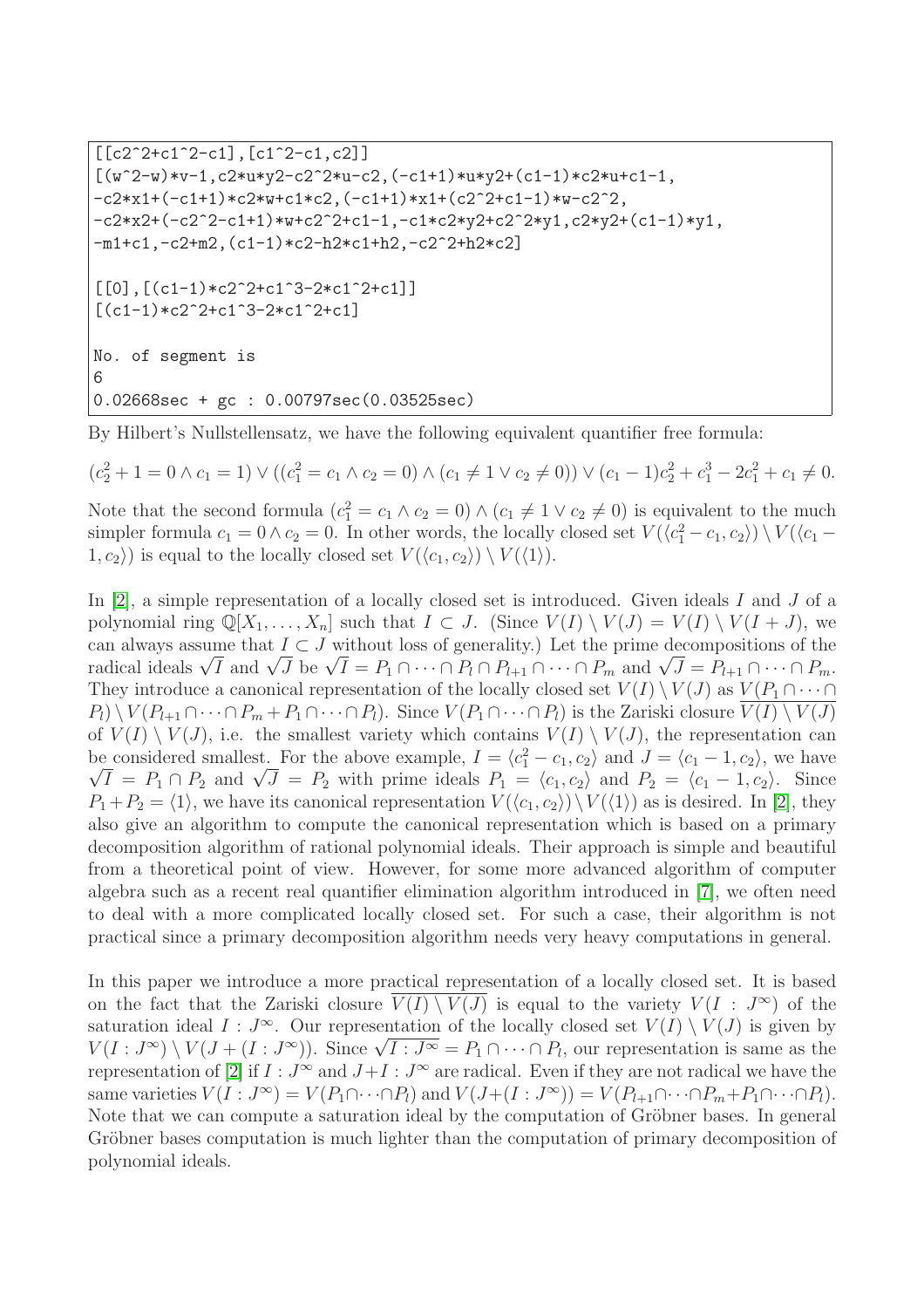```
[[c2^2+c1^2-c1],[c1^2-c1,c2]]
[(w^2-w)*v-1,c2*u*y2-c2^2*u-c2,(-c1+1)*u*y2+(c1-1)*c2*u+c1-1,
-c2*x1+(-c1+1)*c2*w+c1*c2,(-c1+1)*x1+(c2^2+c1-1)*w-c2^2,
-c2*x2+(-c2^2-c1+1)*w+c2^2+c1-1,-c1*c2*y2+c2^2*y1,c2*y2+(c1-1)*y1,
-m1+c1,-c2+m2,(c1-1)*c2-h2*c1+h2,-c2^2+h2*c2]

[[0],[(c1-1)*c2^2+c1^3-2*c1^2+c1]]
[(c1-1)*c2^2+c1^3-2*c1^2+c1]

No. of segment is
6
0.02668sec + gc : 0.00797sec(0.03525sec)
```

By Hilbert's Nullstellensatz, we have the following equivalent quantifier free formula:

$$(c_2^2 + 1 = 0 \wedge c_1 = 1) \vee ((c_1^2 = c_1 \wedge c_2 = 0) \wedge (c_1 \neq 1 \vee c_2 \neq 0)) \vee (c_1 - 1)c_2^2 + c_1^3 - 2c_1^2 + c_1 \neq 0.$$

Note that the second formula $(c_1^2 = c_1 \wedge c_2 = 0) \wedge (c_1 \neq 1 \vee c_2 \neq 0)$ is equivalent to the much simpler formula $c_1 = 0 \wedge c_2 = 0$. In other words, the locally closed set $V(\langle c_1^2 - c_1, c_2 \rangle) \setminus V(\langle c_1 - 1, c_2 \rangle)$ is equal to the locally closed set $V(\langle c_1, c_2 \rangle) \setminus V(\langle 1 \rangle)$.

In [2], a simple representation of a locally closed set is introduced. Given ideals $I$ and $J$ of a polynomial ring $\mathbb{Q}[X_1, \ldots, X_n]$ such that $I \subset J$. (Since $V(I) \setminus V(J) = V(I) \setminus V(I + J)$, we can always assume that $I \subset J$ without loss of generality.) Let the prime decompositions of the radical ideals $\sqrt{I}$ and $\sqrt{J}$ be $\sqrt{I} = P_1 \cap \cdots \cap P_l \cap P_{l+1} \cap \cdots \cap P_m$ and $\sqrt{J} = P_{l+1} \cap \cdots \cap P_m$. They introduce a canonical representation of the locally closed set $V(I) \setminus V(J)$ as $V(P_1 \cap \cdots \cap P_l) \setminus V(P_{l+1} \cap \cdots \cap P_m + P_1 \cap \cdots \cap P_l)$. Since $V(P_1 \cap \cdots \cap P_l)$ is the Zariski closure $\overline{V(I) \setminus V(J)}$ of $V(I) \setminus V(J)$, i.e. the smallest variety which contains $V(I) \setminus V(J)$, the representation can be considered smallest. For the above example, $I = \langle c_1^2 - c_1, c_2 \rangle$ and $J = \langle c_1 - 1, c_2 \rangle$, we have $\sqrt{I} = P_1 \cap P_2$ and $\sqrt{J} = P_2$ with prime ideals $P_1 = \langle c_1, c_2 \rangle$ and $P_2 = \langle c_1 - 1, c_2 \rangle$. Since $P_1 + P_2 = \langle 1 \rangle$, we have its canonical representation $V(\langle c_1, c_2 \rangle) \setminus V(\langle 1 \rangle)$ as is desired. In [2], they also give an algorithm to compute the canonical representation which is based on a primary decomposition algorithm of rational polynomial ideals. Their approach is simple and beautiful from a theoretical point of view. However, for some more advanced algorithm of computer algebra such as a recent real quantifier elimination algorithm introduced in [7], we often need to deal with a more complicated locally closed set. For such a case, their algorithm is not practical since a primary decomposition algorithm needs very heavy computations in general.

In this paper we introduce a more practical representation of a locally closed set. It is based on the fact that the Zariski closure $\overline{V(I) \setminus V(J)}$ is equal to the variety $V(I : J^\infty)$ of the saturation ideal $I : J^\infty$. Our representation of the locally closed set $V(I) \setminus V(J)$ is given by $V(I : J^\infty) \setminus V(J + (I : J^\infty))$. Since $\sqrt{I : J^\infty} = P_1 \cap \cdots \cap P_l$, our representation is same as the representation of [2] if $I : J^\infty$ and $J + I : J^\infty$ are radical. Even if they are not radical we have the same varieties $V(I : J^\infty) = V(P_1 \cap \cdots \cap P_l)$ and $V(J + (I : J^\infty)) = V(P_{l+1} \cap \cdots \cap P_m + P_1 \cap \cdots \cap P_l)$. Note that we can compute a saturation ideal by the computation of Gröbner bases. In general Gröbner bases computation is much lighter than the computation of primary decomposition of polynomial ideals.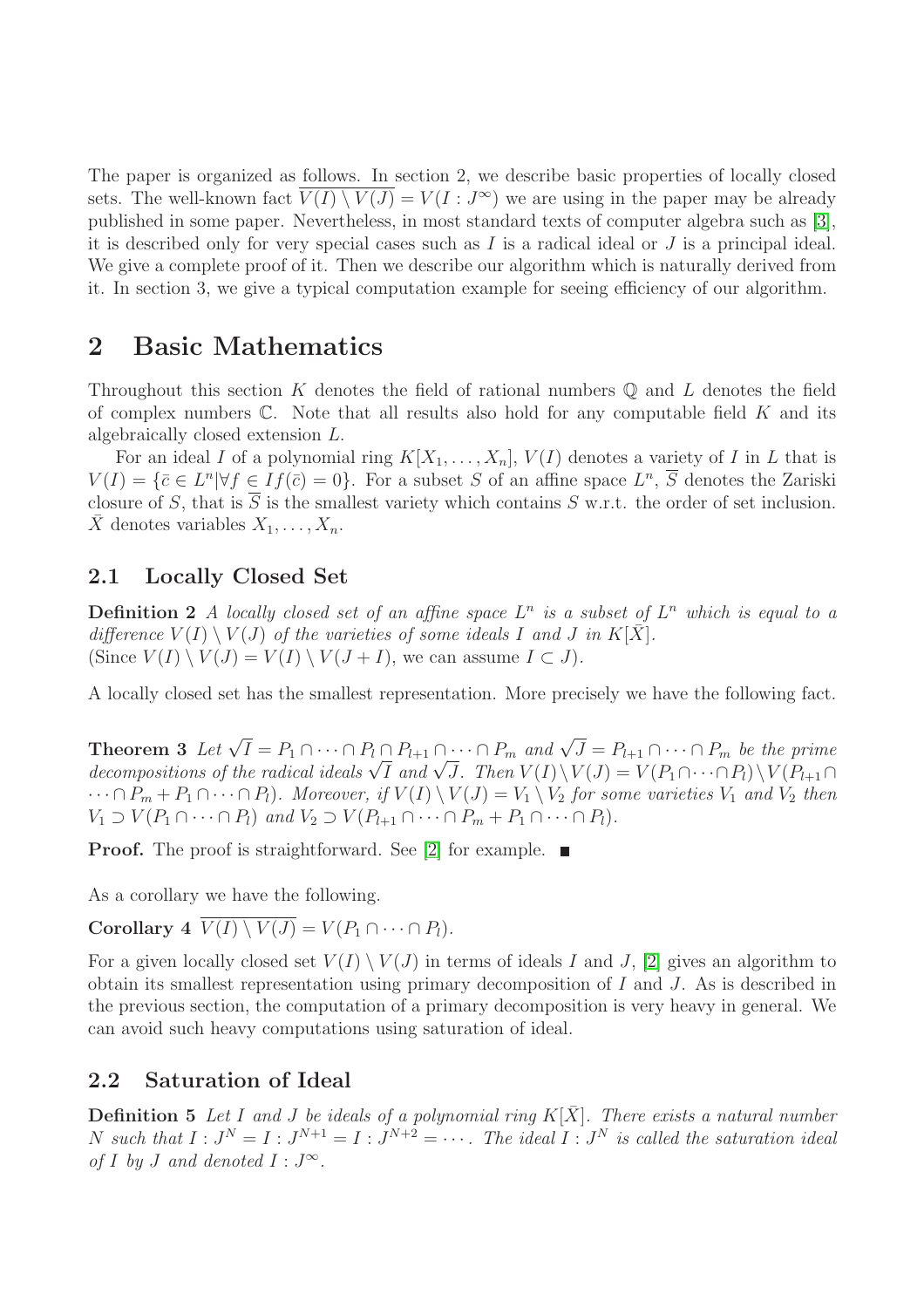The paper is organized as follows. In section 2, we describe basic properties of locally closed sets. The well-known fact $\overline{V(I) \setminus V(J)} = V(I : J^\infty)$ we are using in the paper may be already published in some paper. Nevertheless, in most standard texts of computer algebra such as [3], it is described only for very special cases such as $I$ is a radical ideal or $J$ is a principal ideal. We give a complete proof of it. Then we describe our algorithm which is naturally derived from it. In section 3, we give a typical computation example for seeing efficiency of our algorithm.

## 2 Basic Mathematics

Throughout this section $K$ denotes the field of rational numbers $\mathbb{Q}$ and $L$ denotes the field of complex numbers $\mathbb{C}$. Note that all results also hold for any computable field $K$ and its algebraically closed extension $L$.

For an ideal $I$ of a polynomial ring $K[X_1, \ldots, X_n]$, $V(I)$ denotes a variety of $I$ in $L$ that is $V(I) = \{\bar{c} \in L^n | \forall f \in I f(\bar{c}) = 0\}$. For a subset $S$ of an affine space $L^n$, $\overline{S}$ denotes the Zariski closure of $S$, that is $\overline{S}$ is the smallest variety which contains $S$ w.r.t. the order of set inclusion. $\bar{X}$ denotes variables $X_1, \ldots, X_n$.

### 2.1 Locally Closed Set

**Definition 2** *A locally closed set of an affine space $L^n$ is a subset of $L^n$ which is equal to a difference $V(I) \setminus V(J)$ of the varieties of some ideals $I$ and $J$ in $K[\bar{X}]$.*
(Since $V(I) \setminus V(J) = V(I) \setminus V(J + I)$, we can assume $I \subset J$).

A locally closed set has the smallest representation. More precisely we have the following fact.

**Theorem 3** *Let $\sqrt{I} = P_1 \cap \cdots \cap P_l \cap P_{l+1} \cap \cdots \cap P_m$ and $\sqrt{J} = P_{l+1} \cap \cdots \cap P_m$ be the prime decompositions of the radical ideals $\sqrt{I}$ and $\sqrt{J}$. Then $V(I) \setminus V(J) = V(P_1 \cap \cdots \cap P_l) \setminus V(P_{l+1} \cap \cdots \cap P_m + P_1 \cap \cdots \cap P_l)$. Moreover, if $V(I) \setminus V(J) = V_1 \setminus V_2$ for some varieties $V_1$ and $V_2$ then $V_1 \supset V(P_1 \cap \cdots \cap P_l)$ and $V_2 \supset V(P_{l+1} \cap \cdots \cap P_m + P_1 \cap \cdots \cap P_l)$.*

**Proof.** The proof is straightforward. See [2] for example. ■

As a corollary we have the following.

**Corollary 4** $\overline{V(I) \setminus V(J)} = V(P_1 \cap \cdots \cap P_l)$.

For a given locally closed set $V(I) \setminus V(J)$ in terms of ideals $I$ and $J$, [2] gives an algorithm to obtain its smallest representation using primary decomposition of $I$ and $J$. As is described in the previous section, the computation of a primary decomposition is very heavy in general. We can avoid such heavy computations using saturation of ideal.

### 2.2 Saturation of Ideal

**Definition 5** *Let $I$ and $J$ be ideals of a polynomial ring $K[\bar{X}]$. There exists a natural number $N$ such that $I : J^N = I : J^{N+1} = I : J^{N+2} = \cdots$. The ideal $I : J^N$ is called the saturation ideal of $I$ by $J$ and denoted $I : J^\infty$.*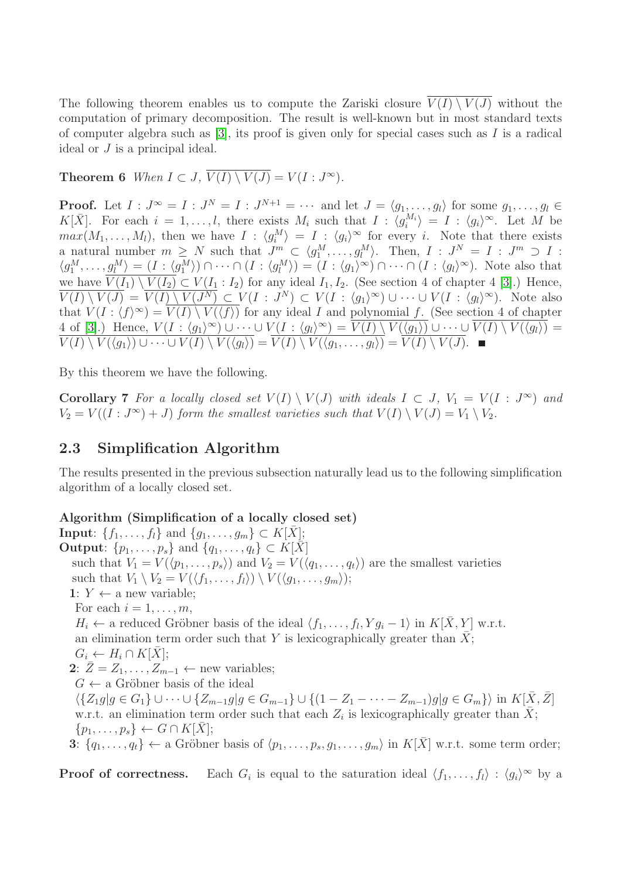The following theorem enables us to compute the Zariski closure $\overline{V(I) \setminus V(J)}$ without the computation of primary decomposition. The result is well-known but in most standard texts of computer algebra such as [3], its proof is given only for special cases such as $I$ is a radical ideal or $J$ is a principal ideal.

**Theorem 6** *When $I \subset J$, $\overline{V(I) \setminus V(J)} = V(I : J^\infty)$.*

**Proof.** Let $I : J^\infty = I : J^N = I : J^{N+1} = \cdots$ and let $J = \langle g_1, \ldots, g_l \rangle$ for some $g_1, \ldots, g_l \in K[\bar{X}]$. For each $i = 1, \ldots, l$, there exists $M_i$ such that $I : \langle g_i^{M_i} \rangle = I : \langle g_i \rangle^\infty$. Let $M$ be $max(M_1, \ldots, M_l)$, then we have $I : \langle g_i^M \rangle = I : \langle g_i \rangle^\infty$ for every $i$. Note that there exists a natural number $m \geq N$ such that $J^m \subset \langle g_1^M, \ldots, g_l^M \rangle$. Then, $I : J^N = I : J^m \supset I : \langle g_1^M, \ldots, g_l^M \rangle = (I : \langle g_1^M \rangle) \cap \cdots \cap (I : \langle g_l^M \rangle) = (I : \langle g_1 \rangle^\infty) \cap \cdots \cap (I : \langle g_l \rangle^\infty)$. Note also that we have $\overline{V(I_1) \setminus V(I_2)} \subset V(I_1 : I_2)$ for any ideal $I_1, I_2$. (See section 4 of chapter 4 [3].) Hence, $\overline{V(I) \setminus V(J)} = \overline{V(I) \setminus V(J^N)} \subset V(I : J^N) \subset V(I : \langle g_1 \rangle^\infty) \cup \cdots \cup V(I : \langle g_l \rangle^\infty)$. Note also that $V(I : \langle f \rangle^\infty) = \overline{V(I) \setminus V(\langle f \rangle)}$ for any ideal $I$ and polynomial $f$. (See section 4 of chapter 4 of [3].) Hence, $V(I : \langle g_1 \rangle^\infty) \cup \cdots \cup V(I : \langle g_l \rangle^\infty) = \overline{V(I) \setminus V(\langle g_1 \rangle)} \cup \cdots \cup \overline{V(I) \setminus V(\langle g_l \rangle)} = \overline{V(I) \setminus V(\langle g_1 \rangle) \cup \cdots \cup V(I) \setminus V(\langle g_l \rangle)} = \overline{V(I) \setminus V(\langle g_1, \ldots, g_l \rangle)} = \overline{V(I) \setminus V(J)}$. ∎

By this theorem we have the following.

**Corollary 7** *For a locally closed set $V(I) \setminus V(J)$ with ideals $I \subset J$, $V_1 = V(I : J^\infty)$ and $V_2 = V((I : J^\infty) + J)$ form the smallest varieties such that $V(I) \setminus V(J) = V_1 \setminus V_2$.*

## 2.3 Simplification Algorithm

The results presented in the previous subsection naturally lead us to the following simplification algorithm of a locally closed set.

**Algorithm (Simplification of a locally closed set)**
**Input**: $\{f_1, \ldots, f_l\}$ and $\{g_1, \ldots, g_m\} \subset K[\bar{X}]$;
**Output**: $\{p_1, \ldots, p_s\}$ and $\{q_1, \ldots, q_t\} \subset K[\bar{X}]$
 such that $V_1 = V(\langle p_1, \ldots, p_s \rangle)$ and $V_2 = V(\langle q_1, \ldots, q_t \rangle)$ are the smallest varieties
 such that $V_1 \setminus V_2 = V(\langle f_1, \ldots, f_l \rangle) \setminus V(\langle g_1, \ldots, g_m \rangle)$;
 **1**: $Y \leftarrow$ a new variable;
 For each $i = 1, \ldots, m$,
 $H_i \leftarrow$ a reduced Gröbner basis of the ideal $\langle f_1, \ldots, f_l, Y g_i - 1 \rangle$ in $K[\bar{X}, Y]$ w.r.t. an elimination term order such that $Y$ is lexicographically greater than $\bar{X}$;
 $G_i \leftarrow H_i \cap K[\bar{X}]$;
 **2**: $\bar{Z} = Z_1, \ldots, Z_{m-1} \leftarrow$ new variables;
 $G \leftarrow$ a Gröbner basis of the ideal
 $\langle \{Z_1 g | g \in G_1\} \cup \cdots \cup \{Z_{m-1} g | g \in G_{m-1}\} \cup \{(1 - Z_1 - \cdots - Z_{m-1}) g | g \in G_m\} \rangle$ in $K[\bar{X}, \bar{Z}]$ w.r.t. an elimination term order such that each $Z_i$ is lexicographically greater than $\bar{X}$;
 $\{p_1, \ldots, p_s\} \leftarrow G \cap K[\bar{X}]$;
 **3**: $\{q_1, \ldots, q_t\} \leftarrow$ a Gröbner basis of $\langle p_1, \ldots, p_s, g_1, \ldots, g_m \rangle$ in $K[\bar{X}]$ w.r.t. some term order;

**Proof of correctness.** Each $G_i$ is equal to the saturation ideal $\langle f_1, \ldots, f_l \rangle : \langle g_i \rangle^\infty$ by a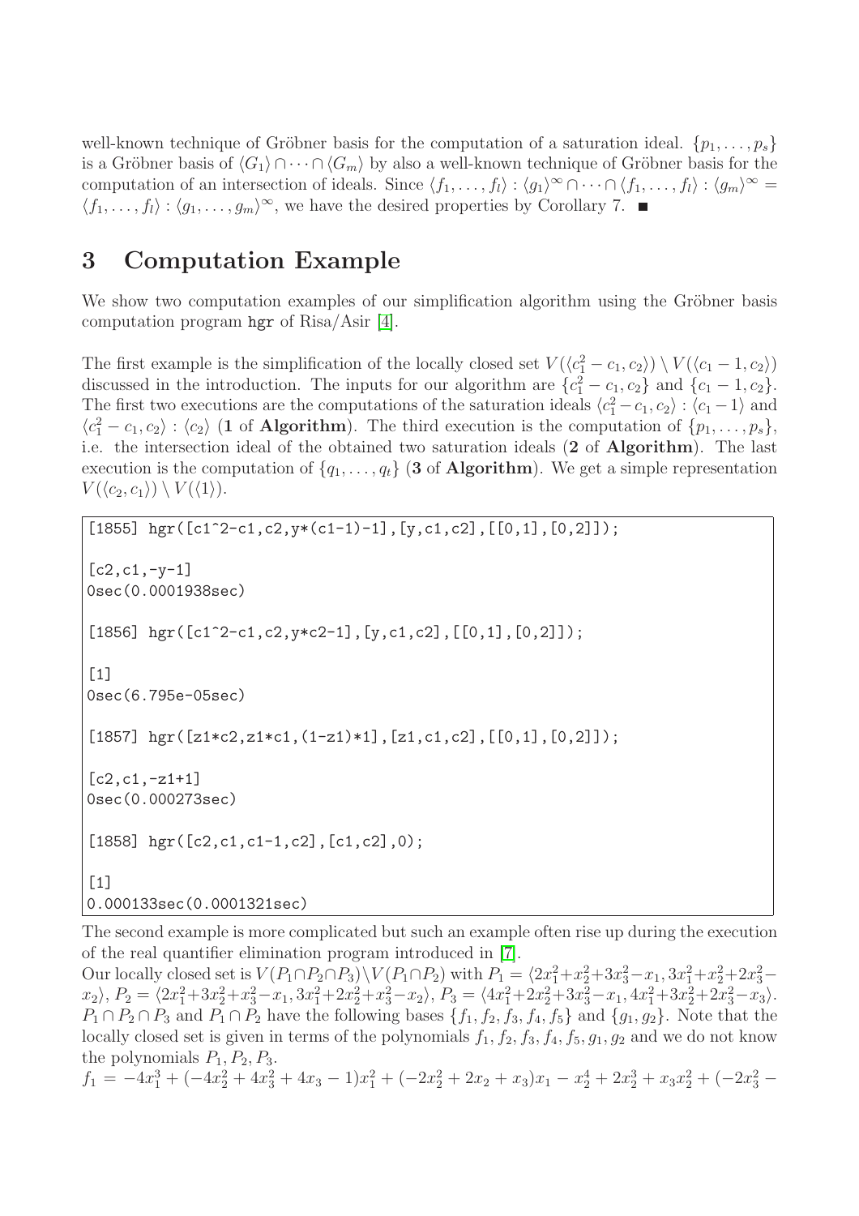well-known technique of Gröbner basis for the computation of a saturation ideal. $\{p_1, \dots, p_s\}$ is a Gröbner basis of $\langle G_1 \rangle \cap \cdots \cap \langle G_m \rangle$ by also a well-known technique of Gröbner basis for the computation of an intersection of ideals. Since $\langle f_1, \dots, f_l \rangle : \langle g_1 \rangle^\infty \cap \cdots \cap \langle f_1, \dots, f_l \rangle : \langle g_m \rangle^\infty = \langle f_1, \dots, f_l \rangle : \langle g_1, \dots, g_m \rangle^\infty$, we have the desired properties by Corollary 7. ■

# 3 Computation Example

We show two computation examples of our simplification algorithm using the Gröbner basis computation program `hgr` of Risa/Asir [4].

The first example is the simplification of the locally closed set $V(\langle c_1^2 - c_1, c_2 \rangle) \setminus V(\langle c_1 - 1, c_2 \rangle)$ discussed in the introduction. The inputs for our algorithm are $\{c_1^2 - c_1, c_2\}$ and $\{c_1 - 1, c_2\}$. The first two executions are the computations of the saturation ideals $\langle c_1^2 - c_1, c_2 \rangle : \langle c_1 - 1 \rangle$ and $\langle c_1^2 - c_1, c_2 \rangle : \langle c_2 \rangle$ (**1** of **Algorithm**). The third execution is the computation of $\{p_1, \dots, p_s\}$, i.e. the intersection ideal of the obtained two saturation ideals (**2** of **Algorithm**). The last execution is the computation of $\{q_1, \dots, q_t\}$ (**3** of **Algorithm**). We get a simple representation $V(\langle c_2, c_1 \rangle) \setminus V(\langle 1 \rangle)$.

```
[1855] hgr([c1^2-c1,c2,y*(c1-1)-1],[y,c1,c2],[[0,1],[0,2]]);

[c2,c1,-y-1]
0sec(0.0001938sec)

[1856] hgr([c1^2-c1,c2,y*c2-1],[y,c1,c2],[[0,1],[0,2]]);

[1]
0sec(6.795e-05sec)

[1857] hgr([z1*c2,z1*c1,(1-z1)*1],[z1,c1,c2],[[0,1],[0,2]]);

[c2,c1,-z1+1]
0sec(0.000273sec)

[1858] hgr([c2,c1,c1-1,c2],[c1,c2],0);

[1]
0.000133sec(0.0001321sec)
```

The second example is more complicated but such an example often rise up during the execution of the real quantifier elimination program introduced in [7].

Our locally closed set is $V(P_1 \cap P_2 \cap P_3) \setminus V(P_1 \cap P_2)$ with $P_1 = \langle 2x_1^2 + x_2^2 + 3x_3^2 - x_1, 3x_1^2 + x_2^2 + 2x_3^2 - x_2 \rangle$, $P_2 = \langle 2x_1^2 + 3x_2^2 + x_3^2 - x_1, 3x_1^2 + 2x_2^2 + x_3^2 - x_2 \rangle$, $P_3 = \langle 4x_1^2 + 2x_2^2 + 3x_3^2 - x_1, 4x_1^2 + 3x_2^2 + 2x_3^2 - x_3 \rangle$. $P_1 \cap P_2 \cap P_3$ and $P_1 \cap P_2$ have the following bases $\{f_1, f_2, f_3, f_4, f_5\}$ and $\{g_1, g_2\}$. Note that the locally closed set is given in terms of the polynomials $f_1, f_2, f_3, f_4, f_5, g_1, g_2$ and we do not know the polynomials $P_1, P_2, P_3$.

$f_1 = -4x_1^3 + (-4x_2^2 + 4x_3^2 + 4x_3 - 1)x_1^2 + (-2x_2^2 + 2x_2 + x_3)x_1 - x_2^4 + 2x_2^3 + x_3x_2^2 + (-2x_3^2 -$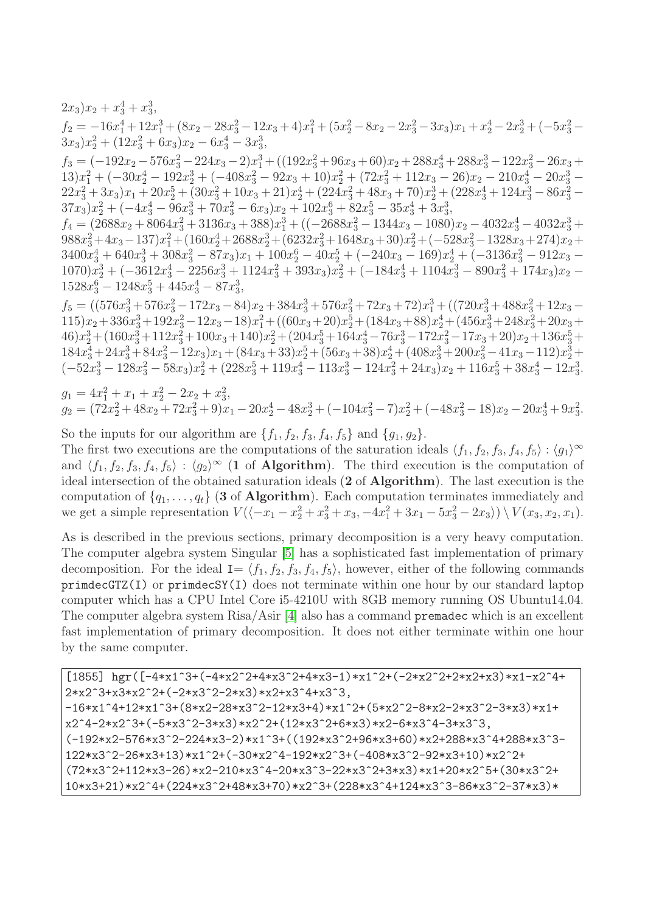$2x_3)x_2 + x_3^4 + x_3^3$,

$f_2 = -16x_1^4 + 12x_1^3 + (8x_2 - 28x_3^2 - 12x_3 + 4)x_1^2 + (5x_2^2 - 8x_2 - 2x_3^2 - 3x_3)x_1 + x_2^4 - 2x_2^3 + (-5x_3^2 - 3x_3)x_2^2 + (12x_3^2 + 6x_3)x_2 - 6x_3^4 - 3x_3^3$,

$f_3 = (-192x_2 - 576x_3^2 - 224x_3 - 2)x_1^3 + ((192x_3^2 + 96x_3 + 60)x_2 + 288x_3^4 + 288x_3^3 - 122x_3^2 - 26x_3 + 13)x_1^2 + (-30x_2^4 - 192x_2^3 + (-408x_3^2 - 92x_3 + 10)x_2^2 + (72x_3^2 + 112x_3 - 26)x_2 - 210x_3^4 - 20x_3^3 - 22x_3^2 + 3x_3)x_1 + 20x_2^5 + (30x_3^2 + 10x_3 + 21)x_2^4 + (224x_3^2 + 48x_3 + 70)x_2^3 + (228x_3^4 + 124x_3^3 - 86x_3^2 - 37x_3)x_2^2 + (-4x_3^4 - 96x_3^3 + 70x_3^2 - 6x_3)x_2 + 102x_3^6 + 82x_3^5 - 35x_3^4 + 3x_3^3$,

$f_4 = (2688x_2 + 8064x_3^2 + 3136x_3 + 388)x_1^3 + ((-2688x_3^2 - 1344x_3 - 1080)x_2 - 4032x_3^4 - 4032x_3^3 + 988x_3^2 + 4x_3 - 137)x_1^2 + (160x_2^4 + 2688x_2^3 + (6232x_3^2 + 1648x_3 + 30)x_2^2 + (-528x_3^2 - 1328x_3 + 274)x_2 + 3400x_3^4 + 640x_3^3 + 308x_3^2 - 87x_3)x_1 + 100x_2^6 - 40x_2^5 + (-240x_3 - 169)x_2^4 + (-3136x_3^2 - 912x_3 - 1070)x_2^3 + (-3612x_3^4 - 2256x_3^3 + 1124x_3^2 + 393x_3)x_2^2 + (-184x_3^4 + 1104x_3^3 - 890x_3^2 + 174x_3)x_2 - 1528x_3^6 - 1248x_3^5 + 445x_3^4 - 87x_3^3$,

$f_5 = ((576x_3^3 + 576x_3^2 - 172x_3 - 84)x_2 + 384x_3^3 + 576x_3^2 + 72x_3 + 72)x_1^3 + ((720x_3^3 + 488x_3^2 + 12x_3 - 115)x_2 + 336x_3^3 + 192x_3^2 - 12x_3 - 18)x_1^2 + ((60x_3 + 20)x_2^5 + (184x_3 + 88)x_2^4 + (456x_3^3 + 248x_3^2 + 20x_3 + 46)x_2^3 + (160x_3^3 + 112x_3^2 + 100x_3 + 140)x_2^2 + (204x_3^5 + 164x_3^4 - 76x_3^3 - 172x_3^2 - 17x_3 + 20)x_2 + 136x_3^5 + 184x_3^4 + 24x_3^3 + 84x_3^2 - 12x_3)x_1 + (84x_3 + 33)x_2^5 + (56x_3 + 38)x_2^4 + (408x_3^3 + 200x_3^2 - 41x_3 - 112)x_2^3 + (-52x_3^3 - 128x_3^2 - 58x_3)x_2^2 + (228x_3^5 + 119x_3^4 - 113x_3^3 - 124x_3^2 + 24x_3)x_2 + 116x_3^5 + 38x_3^4 - 12x_3^3$.

$g_1 = 4x_1^2 + x_1 + x_2^2 - 2x_2 + x_3^2$,
$g_2 = (72x_2^2 + 48x_2 + 72x_3^2 + 9)x_1 - 20x_2^4 - 48x_2^3 + (-104x_3^2 - 7)x_2^2 + (-48x_3^2 - 18)x_2 - 20x_3^4 + 9x_3^2$.

So the inputs for our algorithm are $\{f_1, f_2, f_3, f_4, f_5\}$ and $\{g_1, g_2\}$.
The first two executions are the computations of the saturation ideals $\langle f_1, f_2, f_3, f_4, f_5\rangle : \langle g_1\rangle^\infty$ and $\langle f_1, f_2, f_3, f_4, f_5\rangle : \langle g_2\rangle^\infty$ (**1** of **Algorithm**). The third execution is the computation of ideal intersection of the obtained saturation ideals (**2** of **Algorithm**). The last execution is the computation of $\{q_1, \ldots, q_t\}$ (**3** of **Algorithm**). Each computation terminates immediately and we get a simple representation $V(\langle -x_1 - x_2^2 + x_3^2 + x_3, -4x_1^2 + 3x_1 - 5x_3^2 - 2x_3\rangle) \setminus V(x_3, x_2, x_1)$.

As is described in the previous sections, primary decomposition is a very heavy computation. The computer algebra system Singular [5] has a sophisticated fast implementation of primary decomposition. For the ideal I= $\langle f_1, f_2, f_3, f_4, f_5\rangle$, however, either of the following commands `primdecGTZ(I)` or `primdecSY(I)` does not terminate within one hour by our standard laptop computer which has a CPU Intel Core i5-4210U with 8GB memory running OS Ubuntu14.04. The computer algebra system Risa/Asir [4] also has a command `premadec` which is an excellent fast implementation of primary decomposition. It does not either terminate within one hour by the same computer.

```
[1855] hgr([-4*x1^3+(-4*x2^2+4*x3^2+4*x3-1)*x1^2+(-2*x2^2+2*x2+x3)*x1-x2^4+
2*x2^3+x3*x2^2+(-2*x3^2-2*x3)*x2+x3^4+x3^3,
-16*x1^4+12*x1^3+(8*x2-28*x3^2-12*x3+4)*x1^2+(5*x2^2-8*x2-2*x3^2-3*x3)*x1+
x2^4-2*x2^3+(-5*x3^2-3*x3)*x2^2+(12*x3^2+6*x3)*x2-6*x3^4-3*x3^3,
(-192*x2-576*x3^2-224*x3-2)*x1^3+((192*x3^2+96*x3+60)*x2+288*x3^4+288*x3^3-
122*x3^2-26*x3+13)*x1^2+(-30*x2^4-192*x2^3+(-408*x3^2-92*x3+10)*x2^2+
(72*x3^2+112*x3-26)*x2-210*x3^4-20*x3^3-22*x3^2+3*x3)*x1+20*x2^5+(30*x3^2+
10*x3+21)*x2^4+(224*x3^2+48*x3+70)*x2^3+(228*x3^4+124*x3^3-86*x3^2-37*x3)*
```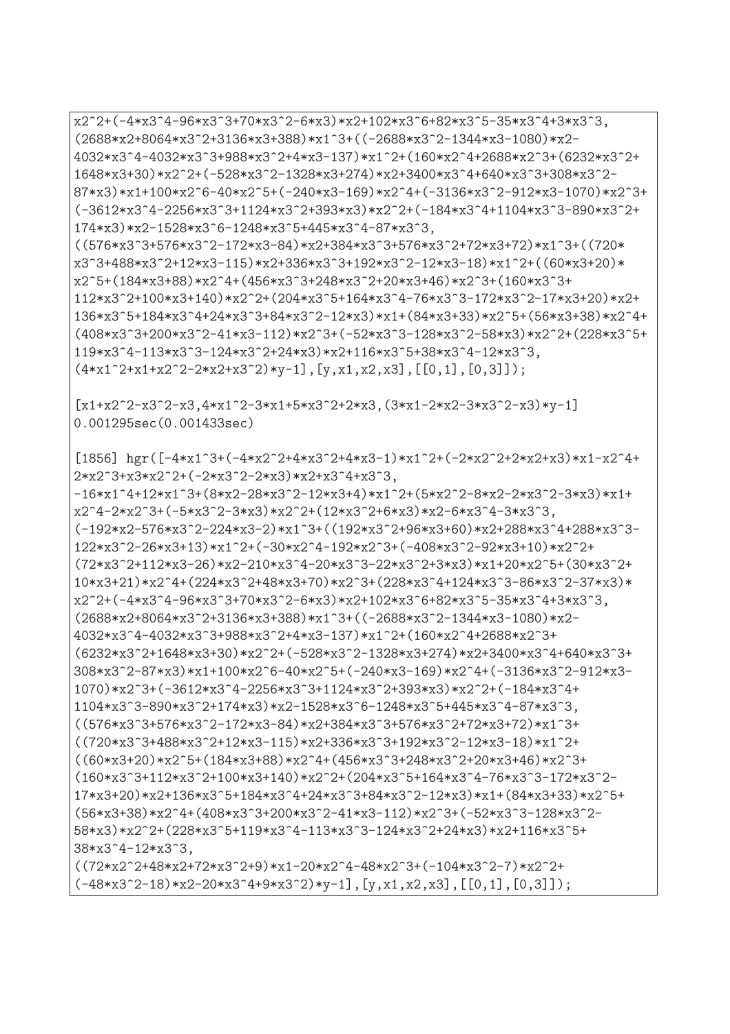```
x2^2+(-4*x3^4-96*x3^3+70*x3^2-6*x3)*x2+102*x3^6+82*x3^5-35*x3^4+3*x3^3,
(2688*x2+8064*x3^2+3136*x3+388)*x1^3+((-2688*x3^2-1344*x3-1080)*x2-
4032*x3^4-4032*x3^3+988*x3^2+4*x3-137)*x1^2+(160*x2^4+2688*x2^3+(6232*x3^2+
1648*x3+30)*x2^2+(-528*x3^2-1328*x3+274)*x2+3400*x3^4+640*x3^3+308*x3^2-
87*x3)*x1+100*x2^6-40*x2^5+(-240*x3-169)*x2^4+(-3136*x3^2-912*x3-1070)*x2^3+
(-3612*x3^4-2256*x3^3+1124*x3^2+393*x3)*x2^2+(-184*x3^4+1104*x3^3-890*x3^2+
174*x3)*x2-1528*x3^6-1248*x3^5+445*x3^4-87*x3^3,
((576*x3^3+576*x3^2-172*x3-84)*x2+384*x3^3+576*x3^2+72*x3+72)*x1^3+((720*
x3^3+488*x3^2+12*x3-115)*x2+336*x3^3+192*x3^2-12*x3-18)*x1^2+((60*x3+20)*
x2^5+(184*x3+88)*x2^4+(456*x3^3+248*x3^2+20*x3+46)*x2^3+(160*x3^3+
112*x3^2+100*x3+140)*x2^2+(204*x3^5+164*x3^4-76*x3^3-172*x3^2-17*x3+20)*x2+
136*x3^5+184*x3^4+24*x3^3+84*x3^2-12*x3)*x1+(84*x3+33)*x2^5+(56*x3+38)*x2^4+
(408*x3^3+200*x3^2-41*x3-112)*x2^3+(-52*x3^3-128*x3^2-58*x3)*x2^2+(228*x3^5+
119*x3^4-113*x3^3-124*x3^2+24*x3)*x2+116*x3^5+38*x3^4-12*x3^3,
(4*x1^2+x1+x2^2-2*x2+x3^2)*y-1],[y,x1,x2,x3],[[0,1],[0,3]]);

[x1+x2^2-x3^2-x3,4*x1^2-3*x1+5*x3^2+2*x3,(3*x1-2*x2-3*x3^2-x3)*y-1]
0.001295sec(0.001433sec)

[1856] hgr([-4*x1^3+(-4*x2^2+4*x3^2+4*x3-1)*x1^2+(-2*x2^2+2*x2+x3)*x1-x2^4+
2*x2^3+x3*x2^2+(-2*x3^2-2*x3)*x2+x3^4+x3^3,
-16*x1^4+12*x1^3+(8*x2-28*x3^2-12*x3+4)*x1^2+(5*x2^2-8*x2-2*x3^2-3*x3)*x1+
x2^4-2*x2^3+(-5*x3^2-3*x3)*x2^2+(12*x3^2+6*x3)*x2-6*x3^4-3*x3^3,
(-192*x2-576*x3^2-224*x3-2)*x1^3+((192*x3^2+96*x3+60)*x2+288*x3^4+288*x3^3-
122*x3^2-26*x3+13)*x1^2+(-30*x2^4-192*x2^3+(-408*x3^2-92*x3+10)*x2^2+
(72*x3^2+112*x3-26)*x2-210*x3^4-20*x3^3-22*x3^2+3*x3)*x1+20*x2^5+(30*x3^2+
10*x3+21)*x2^4+(224*x3^2+48*x3+70)*x2^3+(228*x3^4+124*x3^3-86*x3^2-37*x3)*
x2^2+(-4*x3^4-96*x3^3+70*x3^2-6*x3)*x2+102*x3^6+82*x3^5-35*x3^4+3*x3^3,
(2688*x2+8064*x3^2+3136*x3+388)*x1^3+((-2688*x3^2-1344*x3-1080)*x2-
4032*x3^4-4032*x3^3+988*x3^2+4*x3-137)*x1^2+(160*x2^4+2688*x2^3+
(6232*x3^2+1648*x3+30)*x2^2+(-528*x3^2-1328*x3+274)*x2+3400*x3^4+640*x3^3+
308*x3^2-87*x3)*x1+100*x2^6-40*x2^5+(-240*x3-169)*x2^4+(-3136*x3^2-912*x3-
1070)*x2^3+(-3612*x3^4-2256*x3^3+1124*x3^2+393*x3)*x2^2+(-184*x3^4+
1104*x3^3-890*x3^2+174*x3)*x2-1528*x3^6-1248*x3^5+445*x3^4-87*x3^3,
((576*x3^3+576*x3^2-172*x3-84)*x2+384*x3^3+576*x3^2+72*x3+72)*x1^3+
((720*x3^3+488*x3^2+12*x3-115)*x2+336*x3^3+192*x3^2-12*x3-18)*x1^2+
((60*x3+20)*x2^5+(184*x3+88)*x2^4+(456*x3^3+248*x3^2+20*x3+46)*x2^3+
(160*x3^3+112*x3^2+100*x3+140)*x2^2+(204*x3^5+164*x3^4-76*x3^3-172*x3^2-
17*x3+20)*x2+136*x3^5+184*x3^4+24*x3^3+84*x3^2-12*x3)*x1+(84*x3+33)*x2^5+
(56*x3+38)*x2^4+(408*x3^3+200*x3^2-41*x3-112)*x2^3+(-52*x3^3-128*x3^2-
58*x3)*x2^2+(228*x3^5+119*x3^4-113*x3^3-124*x3^2+24*x3)*x2+116*x3^5+
38*x3^4-12*x3^3,
((72*x2^2+48*x2+72*x3^2+9)*x1-20*x2^4-48*x2^3+(-104*x3^2-7)*x2^2+
(-48*x3^2-18)*x2-20*x3^4+9*x3^2)*y-1],[y,x1,x2,x3],[[0,1],[0,3]]);
```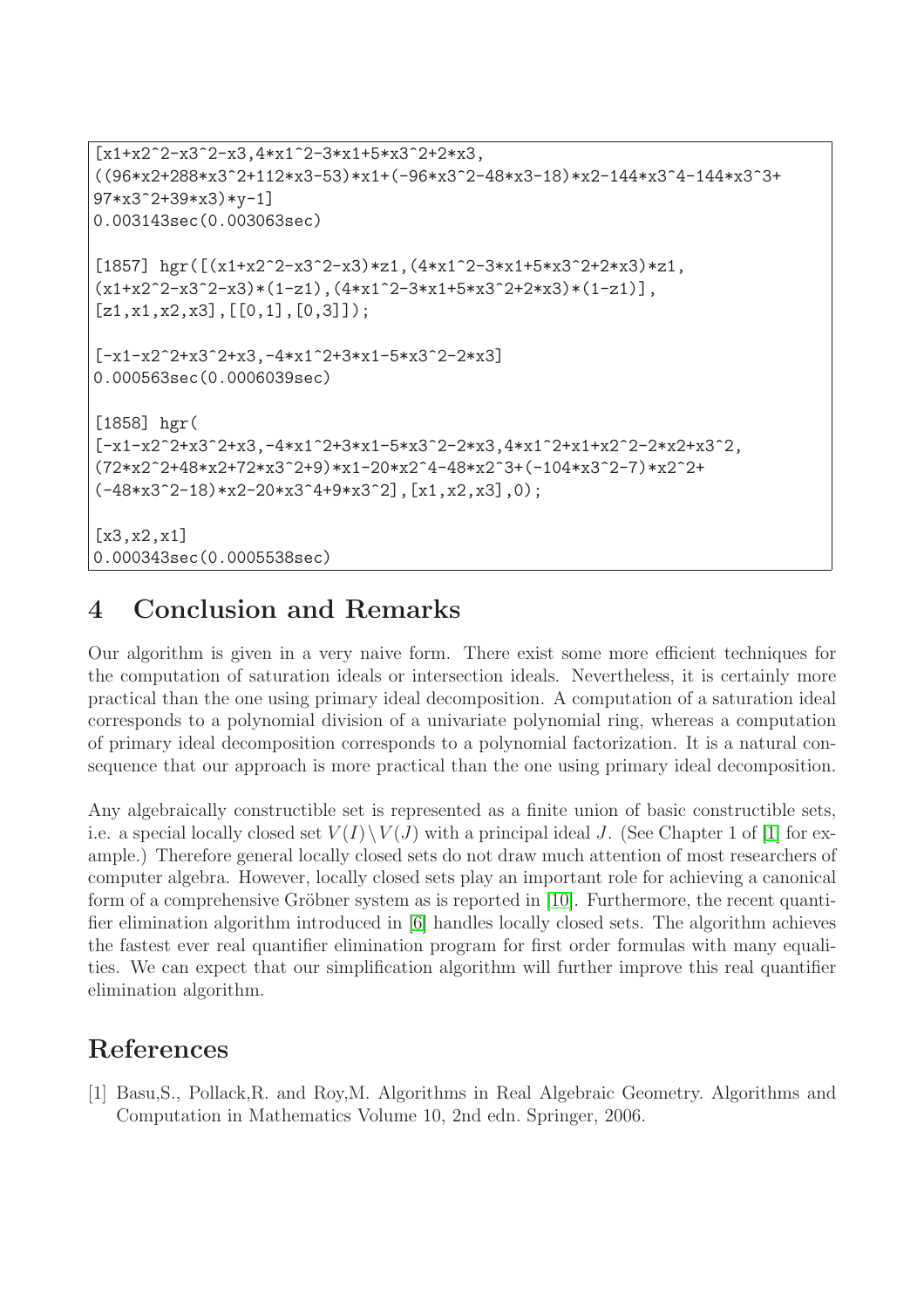```
[x1+x2^2-x3^2-x3,4*x1^2-3*x1+5*x3^2+2*x3,
((96*x2+288*x3^2+112*x3-53)*x1+(-96*x3^2-48*x3-18)*x2-144*x3^4-144*x3^3+
97*x3^2+39*x3)*y-1]
0.003143sec(0.003063sec)

[1857] hgr([(x1+x2^2-x3^2-x3)*z1,(4*x1^2-3*x1+5*x3^2+2*x3)*z1,
(x1+x2^2-x3^2-x3)*(1-z1),(4*x1^2-3*x1+5*x3^2+2*x3)*(1-z1)],
[z1,x1,x2,x3],[[0,1],[0,3]]);

[-x1-x2^2+x3^2+x3,-4*x1^2+3*x1-5*x3^2-2*x3]
0.000563sec(0.0006039sec)

[1858] hgr(
[-x1-x2^2+x3^2+x3,-4*x1^2+3*x1-5*x3^2-2*x3,4*x1^2+x1+x2^2-2*x2+x3^2,
(72*x2^2+48*x2+72*x3^2+9)*x1-20*x2^4-48*x2^3+(-104*x3^2-7)*x2^2+
(-48*x3^2-18)*x2-20*x3^4+9*x3^2],[x1,x2,x3],0);

[x3,x2,x1]
0.000343sec(0.0005538sec)
```

## 4 Conclusion and Remarks

Our algorithm is given in a very naive form. There exist some more efficient techniques for the computation of saturation ideals or intersection ideals. Nevertheless, it is certainly more practical than the one using primary ideal decomposition. A computation of a saturation ideal corresponds to a polynomial division of a univariate polynomial ring, whereas a computation of primary ideal decomposition corresponds to a polynomial factorization. It is a natural consequence that our approach is more practical than the one using primary ideal decomposition.

Any algebraically constructible set is represented as a finite union of basic constructible sets, i.e. a special locally closed set $V(I)\setminus V(J)$ with a principal ideal $J$. (See Chapter 1 of [1] for example.) Therefore general locally closed sets do not draw much attention of most researchers of computer algebra. However, locally closed sets play an important role for achieving a canonical form of a comprehensive Gröbner system as is reported in [10]. Furthermore, the recent quantifier elimination algorithm introduced in [6] handles locally closed sets. The algorithm achieves the fastest ever real quantifier elimination program for first order formulas with many equalities. We can expect that our simplification algorithm will further improve this real quantifier elimination algorithm.

## References

[1] Basu,S., Pollack,R. and Roy,M. Algorithms in Real Algebraic Geometry. Algorithms and Computation in Mathematics Volume 10, 2nd edn. Springer, 2006.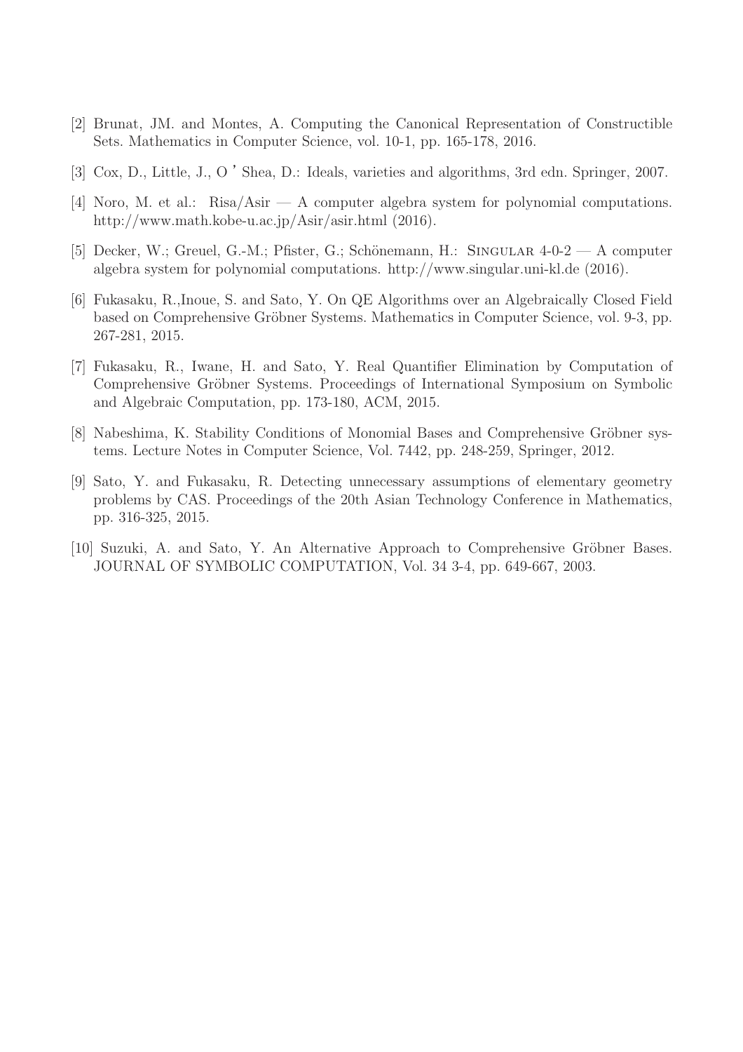[2] Brunat, JM. and Montes, A. Computing the Canonical Representation of Constructible Sets. Mathematics in Computer Science, vol. 10-1, pp. 165-178, 2016.

[3] Cox, D., Little, J., O'Shea, D.: Ideals, varieties and algorithms, 3rd edn. Springer, 2007.

[4] Noro, M. et al.: Risa/Asir — A computer algebra system for polynomial computations. http://www.math.kobe-u.ac.jp/Asir/asir.html (2016).

[5] Decker, W.; Greuel, G.-M.; Pfister, G.; Schönemann, H.: Singular 4-0-2 — A computer algebra system for polynomial computations. http://www.singular.uni-kl.de (2016).

[6] Fukasaku, R.,Inoue, S. and Sato, Y. On QE Algorithms over an Algebraically Closed Field based on Comprehensive Gröbner Systems. Mathematics in Computer Science, vol. 9-3, pp. 267-281, 2015.

[7] Fukasaku, R., Iwane, H. and Sato, Y. Real Quantifier Elimination by Computation of Comprehensive Gröbner Systems. Proceedings of International Symposium on Symbolic and Algebraic Computation, pp. 173-180, ACM, 2015.

[8] Nabeshima, K. Stability Conditions of Monomial Bases and Comprehensive Gröbner systems. Lecture Notes in Computer Science, Vol. 7442, pp. 248-259, Springer, 2012.

[9] Sato, Y. and Fukasaku, R. Detecting unnecessary assumptions of elementary geometry problems by CAS. Proceedings of the 20th Asian Technology Conference in Mathematics, pp. 316-325, 2015.

[10] Suzuki, A. and Sato, Y. An Alternative Approach to Comprehensive Gröbner Bases. JOURNAL OF SYMBOLIC COMPUTATION, Vol. 34 3-4, pp. 649-667, 2003.